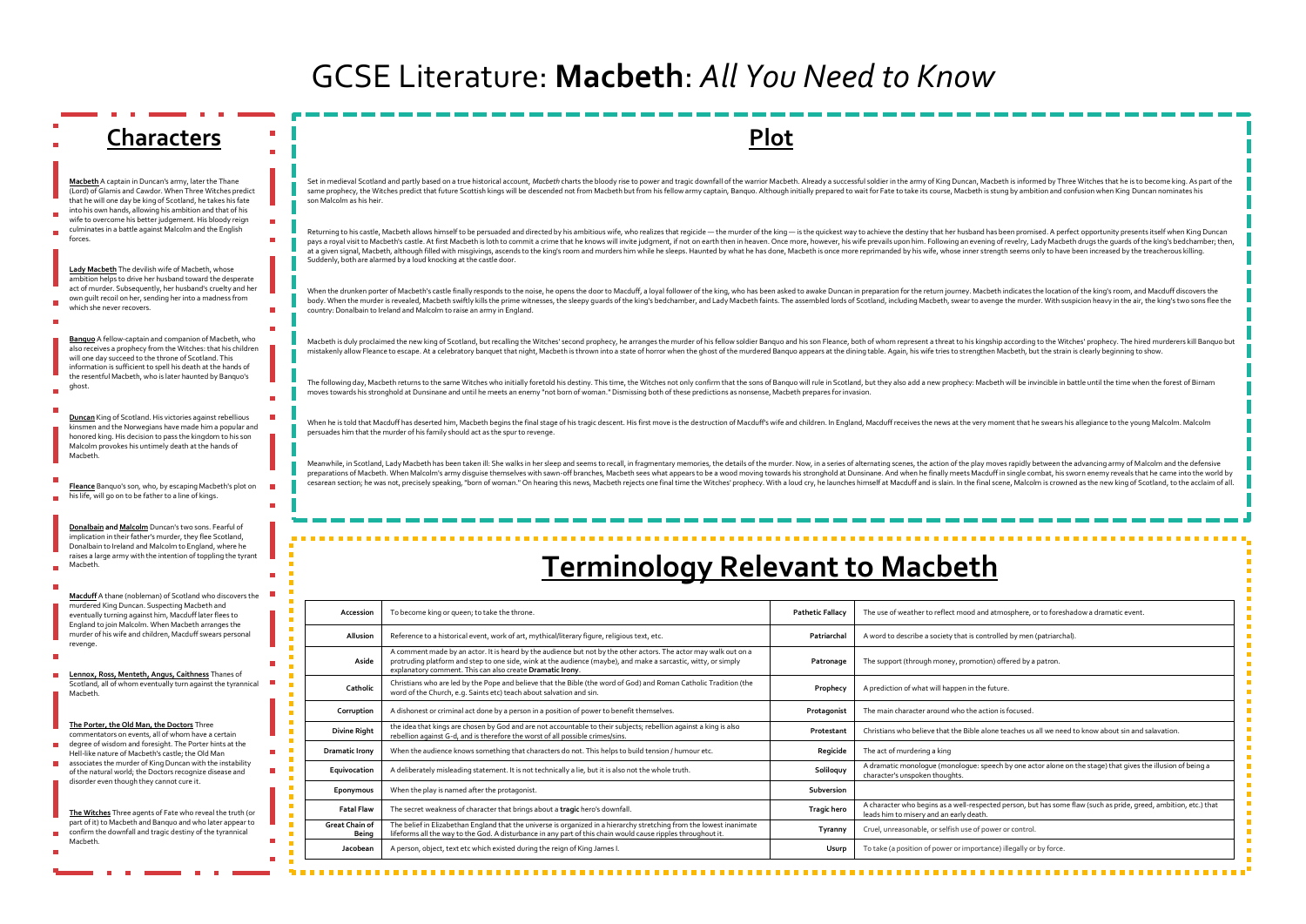# GCSE Literature: **Macbeth**: *All You Need to Know*

## Characters

**Macbeth** A captain in Duncan's army, later the Thane (Lord) of Glamis and Cawdor. When Three Witches predict that he will one day be king of Scotland, he takes his fate into his own hands, allowing his ambition and that of his wife to overcome his better judgement. His bloody reign culminates in a battle against Malcolm and the English forces.

**Lady Macbeth** The devilish wife of Macbeth, whose ambition helps to drive her husband toward the desperate act of murder. Subsequently, her husband's cruelty and her own guilt recoil on her, sending her into a madness from which she never recovers.

**Banquo** A fellow-captain and companion of Macbeth, who also receives a prophecy from the Witches: that his children will one day succeed to the throne of Scotland. This information is sufficient to spell his death at the hands of the resentful Macbeth, who is later haunted by Banquo's ghost.

**Duncan** King of Scotland. His victories against rebellious kinsmen and the Norwegians have made him a popular and honored king. His decision to pass the kingdom to his son Malcolm provokes his untimely death at the hands of Macbeth.

**Fleance** Banquo's son, who, by escaping Macbeth's plot on his life, will go on to be father to a line of kings.

**Donalbain** and **Malcolm** Duncan's two sons. Fearful of implication in their father's murder, they flee Scotland, Donalbain to Ireland and Malcolm to England, where he raises a large army with the intention of toppling the tyrant Macbeth.

**Macduff** A thane (nobleman) of Scotland who discovers the murdered King Duncan. Suspecting Macbeth and eventually turning against him, Macduff later flees to England to join Malcolm. When Macbeth arranges the murder of his wife and children, Macduff swears personal revenge.

**Lennox, Ross, Menteth, Angus, Caithness** Thanes of Scotland, all of whom eventually turn against the tyrannical Macbeth.

**The Porter, the Old Man, the Doctors** Three commentators on events, all of whom have a certain degree of wisdom and foresight. The Porter hints at the Hell-like nature of Macbeth's castle; the Old Man associates the murder of King Duncan with the instability of the natural world; the Doctors recognize disease and disorder even though they cannot cure it.

**The Witches** Three agents of Fate who reveal the truth (or part of it) to Macbeth and Banquo and who later appear to confirm the downfall and tragic destiny of the tyrannical Macbeth.

## Plot

Set in medieval Scotland and partly based on a true historical account, *Macbeth* charts the bloody rise to power and tragic downfall of the warrior Macbeth. Already a successful soldier in the army of King Duncan, Macbeth is informed by Three Witches that he is to become king. As part of the same prophecy, the Witches predict that future Scottish kings will be descended not from Macbeth but from his fellow army captain, Banquo. Although initially prepared to wait for Fate to take its course, Macbeth is stung by ambition and confusion when King Duncan nominates his son Malcolm as his heir.

Returning to his castle, Macbeth allows himself to be persuaded and directed by his ambitious wife, who realizes that regicide — the murder of the king — is the quickest way to achieve the destiny that her husband has been promised. A perfect opportunity presents itself when King Duncan pays a royal visit to Macbeth's castle. At first Macbeth is loth to commit a crime that he knows will invite judgment, if not on earth then in heaven. Once more, however, his wife prevails upon him. Following an evening of revelry, Lady Macbeth drugs the guards of the king's bedchamber; then, at a given signal, Macbeth, although filled with misgivings, ascends to the king's room and murders him while he sleeps. Haunted by what he has done, Macbeth is once more reprimanded by his wife, whose inner strength seems only to have been increased by the treacherous killing. Suddenly, both are alarmed by a loud knocking at the castle door.

When the drunken porter of Macbeth's castle finally responds to the noise, he opens the door to Macduff, a loyal follower of the king, who has been asked to awake Duncan in preparation for the return journey. Macbeth indicates the location of the king's room, and Macduff discovers the body. When the murder is revealed, Macbeth swiftly kills the prime witnesses, the sleepy guards of the king's bedchamber, and Lady Macbeth faints. The assembled lords of Scotland, including Macbeth, swear to avenge the murder. With suspicion heavy in the air, the king's two sons flee the country: Donalbain to Ireland and Malcolm to raise an army in England.

Macbeth is duly proclaimed the new king of Scotland, but recalling the Witches' second prophecy, he arranges the murder of his fellow soldier Banquo and his son Fleance, both of whom represent a threat to his kingship according to the Witches' prophecy. The hired murderers kill Banquo but mistakenly allow Fleance to escape. At a celebratory banquet that night, Macbeth is thrown into a state of horror when the ghost of the murdered Banquo appears at the dining table. Again, his wife tries to strengthen Macbeth, but the strain is clearly beginning to show.

The following day, Macbeth returns to the same Witches who initially foretold his destiny. This time, the Witches not only confirm that the sons of Banquo will rule in Scotland, but they also add a new prophecy: Macbeth will be invincible in battle until the time when the forest of Birnam moves towards his stronghold at Dunsinane and until he meets an enemy "not born of woman." Dismissing both of these predictions as nonsense, Macbeth prepares for invasion.

When he is told that Macduff has deserted him, Macbeth begins the final stage of his tragic descent. His first move is the destruction of Macduff's wife and children. In England, Macduff receives the news at the very moment that he swears his allegiance to the young Malcolm. Malcolm persuades him that the murder of his family should act as the spur to revenge.

Meanwhile, in Scotland, Lady Macbeth has been taken ill: She walks in her sleep and seems to recall, in fragmentary memories, the details of the murder. Now, in a series of alternating scenes, the action of the play moves rapidly between the advancing army of Malcolm and the defensive preparations of Macbeth. When Malcolm's army disguise themselves with sawn-off branches, Macbeth sees what appears to be a wood moving towards his stronghold at Dunsinane. And when he finally meets Macduff in single combat, his sworn enemy reveals that he came into the world by cesarean section; he was not, precisely speaking, "born of woman." On hearing this news, Macbeth rejects one final time the Witches' prophecy. With a loud cry, he launches himself at Macduff and is slain. In the final scene, Malcolm is crowned as the new king of Scotland, to the acclaim of all.

## Terminology Relevant to Macbeth

| | | | |
|---|---|---|---|
| **Accession** | To become king or queen; to take the throne. | **Pathetic Fallacy** | The use of weather to reflect mood and atmosphere, or to foreshadow a dramatic event. |
| **Allusion** | Reference to a historical event, work of art, mythical/literary figure, religious text, etc. | **Patriarchal** | A word to describe a society that is controlled by men (patriarchal). |
| **Aside** | A comment made by an actor. It is heard by the audience but not by the other actors. The actor may walk out on a protruding platform and step to one side, wink at the audience (maybe), and make a sarcastic, witty, or simply explanatory comment. This can also create **Dramatic Irony**. | **Patronage** | The support (through money, promotion) offered by a patron. |
| **Catholic** | Christians who are led by the Pope and believe that the Bible (the word of God) and Roman Catholic Tradition (the word of the Church, e.g. Saints etc) teach about salvation and sin. | **Prophecy** | A prediction of what will happen in the future. |
| **Corruption** | A dishonest or criminal act done by a person in a position of power to benefit themselves. | **Protagonist** | The main character around who the action is focused. |
| **Divine Right** | the idea that kings are chosen by God and are not accountable to their subjects; rebellion against a king is also rebellion against G-d, and is therefore the worst of all possible crimes/sins. | **Protestant** | Christians who believe that the Bible alone teaches us all we need to know about sin and salavation. |
| **Dramatic Irony** | When the audience knows something that characters do not. This helps to build tension / humour etc. | **Regicide** | The act of murdering a king |
| **Equivocation** | A deliberately misleading statement. It is not technically a lie, but it is also not the whole truth. | **Soliloquy** | A dramatic monologue (monologue: speech by one actor alone on the stage) that gives the illusion of being a character's unspoken thoughts. |
| **Eponymous** | When the play is named after the protagonist. | **Subversion** | |
| **Fatal Flaw** | The secret weakness of character that brings about a **tragic** hero's downfall. | **Tragic hero** | A character who begins as a well-respected person, but has some flaw (such as pride, greed, ambition, etc.) that leads him to misery and an early death. |
| **Great Chain of Being** | The belief in Elizabethan England that the universe is organized in a hierarchy stretching from the lowest inanimate lifeforms all the way to God. A disturbance in any part of this chain would cause ripples throughout it. | **Tyranny** | Cruel, unreasonable, or selfish use of power or control. |
| **Jacobean** | A person, object, text etc which existed during the reign of King James I. | **Usurp** | To take (a position of power or importance) illegally or by force. |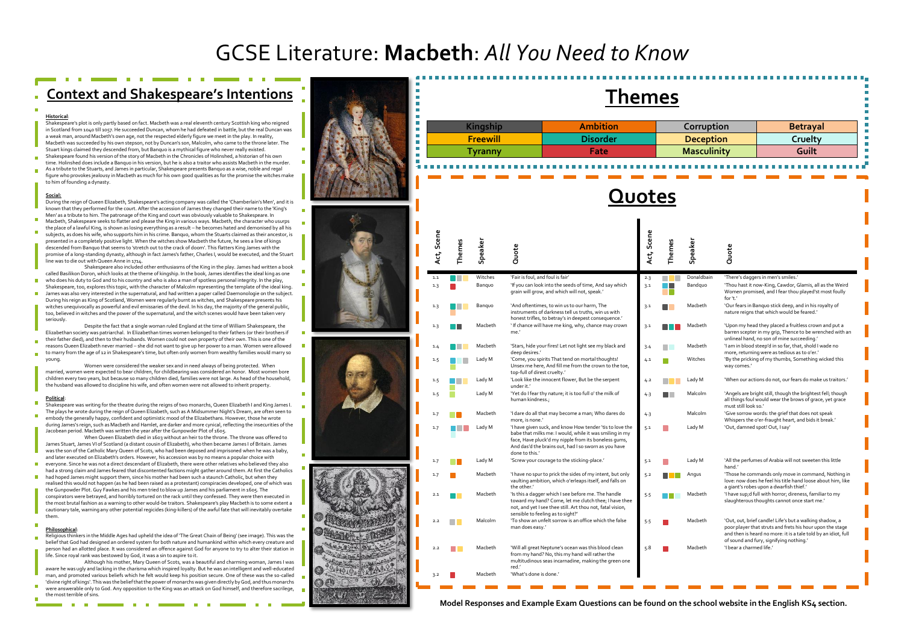# GCSE Literature: **Macbeth**: *All You Need to Know*

## Context and Shakespeare's Intentions

**Historical**:

Shakespeare's plot is only partly based on fact. Macbeth was a real eleventh century Scottish king who reigned in Scotland from 1040 till 1057. He succeeded Duncan, whom he had defeated in battle, but the real Duncan was a weak man, around Macbeth's own age, not the respected elderly figure we meet in the play. In reality, Macbeth was succeeded by his own stepson, not by Duncan's son, Malcolm, who came to the throne later. The Stuart kings claimed they descended from, but Banquo is a mythical figure who never really existed.

Shakespeare found his version of the story of Macbeth in the Chronicles of Holinshed, a historian of his own time. Holinshed does include a Banquo in his version, but he is also a traitor who assists Macbeth in the murder. As a tribute to the Stuarts, and James in particular, Shakespeare presents Banquo as a wise, noble and regal figure who provokes jealousy in Macbeth as much for his own good qualities as for the promise the witches make to him of founding a dynasty.

**Social**:

During the reign of Queen Elizabeth, Shakespeare's acting company was called the 'Chamberlain's Men', and it is known that they performed for the court. After the accession of James they changed their name to the 'King's Men' as a tribute to him. The patronage of the King and court was obviously valuable to Shakespeare. In Macbeth, Shakespeare seeks to flatter and please the King in various ways. Macbeth, the character who usurps the place of a lawful King, is shown as losing everything as a result – he becomes hated and demonised by all his subjects, as does his wife, who supports him in his crime. Banquo, whom the Stuarts claimed as their ancestor, is presented in a completely positive light. When the witches show Macbeth the future, he sees a line of kings descended from Banquo that seems to 'stretch out to the crack of doom'. This flatters King James with the promise of a long-standing dynasty, although in fact James's father, Charles I, would be executed, and the Stuart line was to die out with Queen Anne in 1714.

Shakespeare also included other enthusiasms of the King in the play. James had written a book called Basilikon Doron, which looks at the theme of kingship. In the book, James identifies the ideal king as one who does his duty to God and to his country and who is also a man of spotless personal integrity. In the play, Shakespeare, too, explores this topic, with the character of Malcolm representing the template of the ideal king. James was also very interested in the supernatural, and had written a paper called Daemonologie on the subject. During his reign as King of Scotland, Women were regularly burnt as witches, and Shakespeare presents his witches unequivocally as powerful and evil emissaries of the devil. In his day, the majority of the general public, too, believed in witches and the power of the supernatural, and the witch scenes would have been taken very seriously.

Despite the fact that a single woman ruled England at the time of William Shakespeare, the Elizabethan society was patriarchal. In Elizabethan times women belonged to their fathers (or their brothers if their father died), and then to their husbands. Women could not own property of their own. This is one of the reasons Queen Elizabeth never married – she did not want to give up her power to a man. Women were allowed to marry from the age of 12 in Shakespeare's time, but often only women from wealthy families would marry so young.

Women were considered the weaker sex and in need always of being protected. When married, women were expected to bear children, for childbearing was considered an honor. Most women bore children every two years, but because so many children died, families were not large. As head of the household, the husband was allowed to discipline his wife, and often women were not allowed to inherit property.

**Political**:

Shakespeare was writing for the theatre during the reigns of two monarchs, Queen Elizabeth I and King James I. The plays he wrote during the reign of Queen Elizabeth, such as A Midsummer Night's Dream, are often seen to embody the generally happy, confident and optimistic mood of the Elizabethans. However, those he wrote during James's reign, such as Macbeth and Hamlet, are darker and more cynical, reflecting the insecurities of the Jacobean period. Macbeth was written the year after the Gunpowder Plot of 1605.

When Queen Elizabeth died in 1603 without an heir to the throne. The throne was offered to James Stuart, James VI of Scotland (a distant cousin of Elizabeth), who then became James I of Britain. James was the son of the Catholic Mary Queen of Scots, who had been deposed and imprisoned when he was a baby, and later executed on Elizabeth's orders. However, his accession was by no means a popular choice with everyone. Since he was not a direct descendant of Elizabeth, there were other relatives who believed they also had a strong claim and James feared that discontented factions might gather around them. At first the Catholics had hoped James might support them, since his mother had been such a staunch Catholic, but when they realised this would not happen (as he had been raised as a protestant) conspiracies developed, one of which was the Gunpowder Plot. Guy Fawkes and his men tried to blow up James and his parliament in 1605. The conspirators were betrayed, and horribly tortured on the rack until they confessed. They were then executed in the most brutal fashion as a warning to other would-be traitors. Shakespeare's play Macbeth is to some extent a cautionary tale, warning any other potential regicides (king-killers) of the awful fate that will inevitably overtake them.

**Philosophical**:

Religious thinkers in the Middle Ages had upheld the idea of 'The Great Chain of Being' (see image). This was the belief that God had designed an ordered system for both nature and humankind within which every creature and person had an allotted place. It was considered an offence against God for anyone to try to alter their station in life. Since royal rank was bestowed by God, it was a sin to aspire to it.

Although his mother, Mary Queen of Scots, was a beautiful and charming woman, James I was aware he was ugly and lacking in the charisma which inspired loyalty. But he was an intelligent and well-educated man, and promoted various beliefs which he felt would keep his position secure. One of these was the so-called 'divine right of kings'. This was the belief that the power of monarchs was given directly by God, and thus monarchs were answerable only to God. Any opposition to the King was an attack on God himself, and therefore sacrilege, the most terrible of sins.

## Themes

| | | | |
|---|---|---|---|
| Kingship | Ambition | Corruption | Betrayal |
| Freewill | Disorder | Deception | Cruelty |
| Tyranny | Fate | Masculinity | Guilt |

## Quotes

| Act, Scene | Themes | Speaker | Quote |
|---|---|---|---|
| 1.1 | | Witches | 'Fair is foul, and foul is fair' |
| 1.3 | | Banquo | 'If you can look into the seeds of time, And say which grain will grow, and which will not, speak.' |
| 1.3 | | Banquo | 'And oftentimes, to win us to our harm, The instruments of darkness tell us truths, win us with honest trifles, to betray's in deepest consequence.' |
| 1.3 | | Macbeth | 'If chance will have me king, why, chance may crown me.' |
| 1.4 | | Macbeth | 'Stars, hide your fires! Let not light see my black and deep desires.' |
| 1.5 | | Lady M | 'Come, you spirits That tend on mortal thoughts! Unsex me here, And fill me from the crown to the toe, top-full of direst cruelty.' |
| 1.5 | | Lady M | 'Look like the innocent flower, But be the serpent under it.' |
| 1.5 | | Lady M | 'Yet do I fear thy nature; it is too full o' the milk of human kindness.; |
| 1.7 | | Macbeth | 'I dare do all that may become a man; Who dares do more, is none.' |
| 1.7 | | Lady M | 'I have given suck, and know How tender 'tis to love the babe that milks me: I would, while it was smiling in my face, Have pluck'd my nipple from its boneless gums, And das'd the brains out, had I so sworn as you have done to this.' |
| 1.7 | | Lady M | 'Screw your courage to the sticking-place.' |
| 1.7 | | Macbeth | 'I have no spur to prick the sides of my intent, but only vaulting ambition, which o'erleaps itself, and falls on the other.' |
| 2.1 | | Macbeth | 'Is this a dagger which I see before me. The handle toward my hand? Come, let me clutch thee; I have thee not, and yet I see thee still. Art thou not, fatal vision, sensible to feeling as to sight?' |
| 2.2 | | Malcolm | 'To show an unfelt sorrow is an office which the false man does easy.' |
| 2.2 | | Macbeth | 'Will all great Neptune's ocean wash this blood clean from my hand? No, this my hand will rather the multitudinous seas incarnadine, making the green one red.' |
| 3.2 | | Macbeth | 'What's done is done.' |
| 2.3 | | Donaldbain | 'There's daggers in men's smiles.' |
| 3.1 | | Bandquo | 'Thou hast it now-King, Cawdor, Glamis, all as the Weird Women promised, and I fear thou play'dst most foully for 't.' |
| 3.1 | | Macbeth | 'Our fears in Banquo stick deep, and in his royalty of nature reigns that which would be feared.' |
| 3.1 | | Macbeth | 'Upon my head they placed a fruitless crown and put a barren scepter in my grip, Thence to be wrenched with an unlineal hand, no son of mine succeeding.' |
| 3.4 | | Macbeth | 'I am in blood steep'd in so far, that, shold I wade no more, returning were as tedious as to o'er.' |
| 4.1 | | Witches | 'By the pricking of my thumbs, Something wicked this way comes.' |
| 4.2 | | Lady M | 'When our actions do not, our fears do make us traitors.' |
| 4.3 | | Malcolm | 'Angels are bright still, though the brightest fell; though all things foul would wear the brows of grace, yet grace must still look so.' |
| 4.3 | | Malcolm | 'Give sorrow words: the grief that does not speak Whispers the o'er-fraught heart, and bids it break.' |
| 5.1 | | Lady M | 'Out, damned spot! Out, I say' |
| 5.1 | | Lady M | 'All the perfumes of Arabia will not sweeten this little hand.' |
| 5.2 | | Angus | 'Those he commands only move in command, Nothing in love: now does he feel his title hand loose about him, like a giant's robes upon a dwarfish thief.' |
| 5.5 | | Macbeth | 'I have sup;d full with horror; direness, familiar to my slaughterous thoughts cannot once start me.' |
| 5.5 | | Macbeth | 'Out, out, brief candle! Life's but a walking shadow, a poor player that struts and frets his hour upon the stage and then is heard no more: it is a tale told by an idiot, full of sound and fury, signifying nothing.' |
| 5.8 | | Macbeth | 'I bear a charmed life.' |

**Model Responses and Example Exam Questions can be found on the school website in the English KS4 section.**